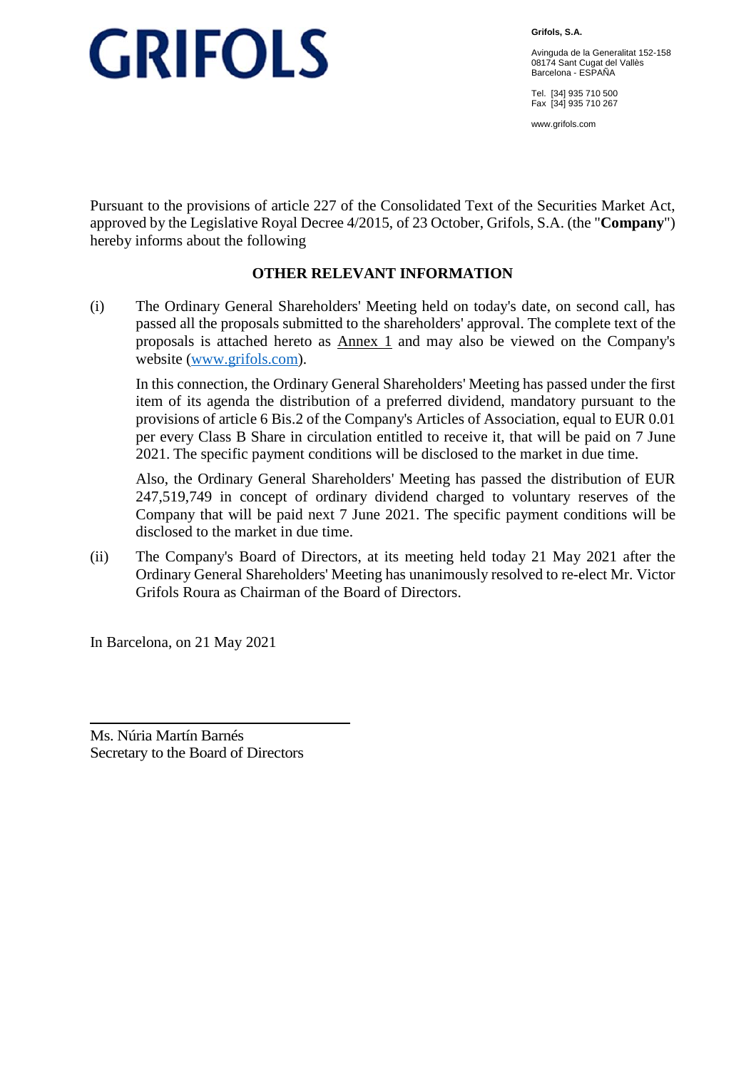GRIFOLS

**Grifols, S.A.**

Avinguda de la Generalitat 152-158
08174 Sant Cugat del Vallès
Barcelona - ESPAÑA

Tel. [34] 935 710 500
Fax [34] 935 710 267

www.grifols.com

Pursuant to the provisions of article 227 of the Consolidated Text of the Securities Market Act, approved by the Legislative Royal Decree 4/2015, of 23 October, Grifols, S.A. (the "**Company**") hereby informs about the following

## OTHER RELEVANT INFORMATION

(i) The Ordinary General Shareholders' Meeting held on today's date, on second call, has passed all the proposals submitted to the shareholders' approval. The complete text of the proposals is attached hereto as Annex 1 and may also be viewed on the Company's website (www.grifols.com).

In this connection, the Ordinary General Shareholders' Meeting has passed under the first item of its agenda the distribution of a preferred dividend, mandatory pursuant to the provisions of article 6 Bis.2 of the Company's Articles of Association, equal to EUR 0.01 per every Class B Share in circulation entitled to receive it, that will be paid on 7 June 2021. The specific payment conditions will be disclosed to the market in due time.

Also, the Ordinary General Shareholders' Meeting has passed the distribution of EUR 247,519,749 in concept of ordinary dividend charged to voluntary reserves of the Company that will be paid next 7 June 2021. The specific payment conditions will be disclosed to the market in due time.

(ii) The Company's Board of Directors, at its meeting held today 21 May 2021 after the Ordinary General Shareholders' Meeting has unanimously resolved to re-elect Mr. Victor Grifols Roura as Chairman of the Board of Directors.

In Barcelona, on 21 May 2021

Ms. Núria Martín Barnés
Secretary to the Board of Directors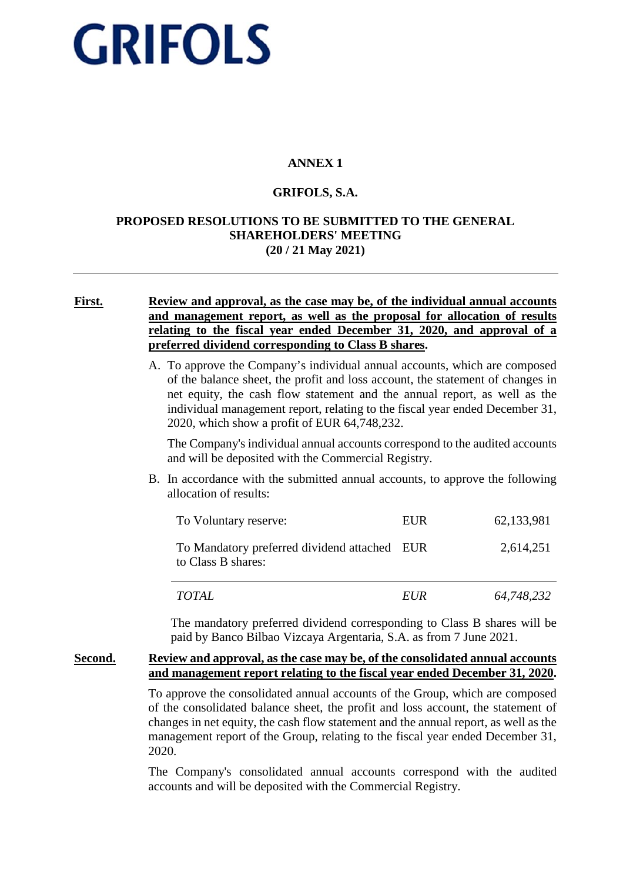# GRIFOLS

**ANNEX 1**

**GRIFOLS, S.A.**

**PROPOSED RESOLUTIONS TO BE SUBMITTED TO THE GENERAL SHAREHOLDERS' MEETING (20 / 21 May 2021)**

---

**First.** **Review and approval, as the case may be, of the individual annual accounts and management report, as well as the proposal for allocation of results relating to the fiscal year ended December 31, 2020, and approval of a preferred dividend corresponding to Class B shares.**

A. To approve the Company's individual annual accounts, which are composed of the balance sheet, the profit and loss account, the statement of changes in net equity, the cash flow statement and the annual report, as well as the individual management report, relating to the fiscal year ended December 31, 2020, which show a profit of EUR 64,748,232.

The Company's individual annual accounts correspond to the audited accounts and will be deposited with the Commercial Registry.

B. In accordance with the submitted annual accounts, to approve the following allocation of results:

| | | |
|---|---|---|
| To Voluntary reserve: | EUR | 62,133,981 |
| To Mandatory preferred dividend attached to Class B shares: | EUR | 2,614,251 |
| *TOTAL* | *EUR* | *64,748,232* |

The mandatory preferred dividend corresponding to Class B shares will be paid by Banco Bilbao Vizcaya Argentaria, S.A. as from 7 June 2021.

**Second.** **Review and approval, as the case may be, of the consolidated annual accounts and management report relating to the fiscal year ended December 31, 2020.**

To approve the consolidated annual accounts of the Group, which are composed of the consolidated balance sheet, the profit and loss account, the statement of changes in net equity, the cash flow statement and the annual report, as well as the management report of the Group, relating to the fiscal year ended December 31, 2020.

The Company's consolidated annual accounts correspond with the audited accounts and will be deposited with the Commercial Registry.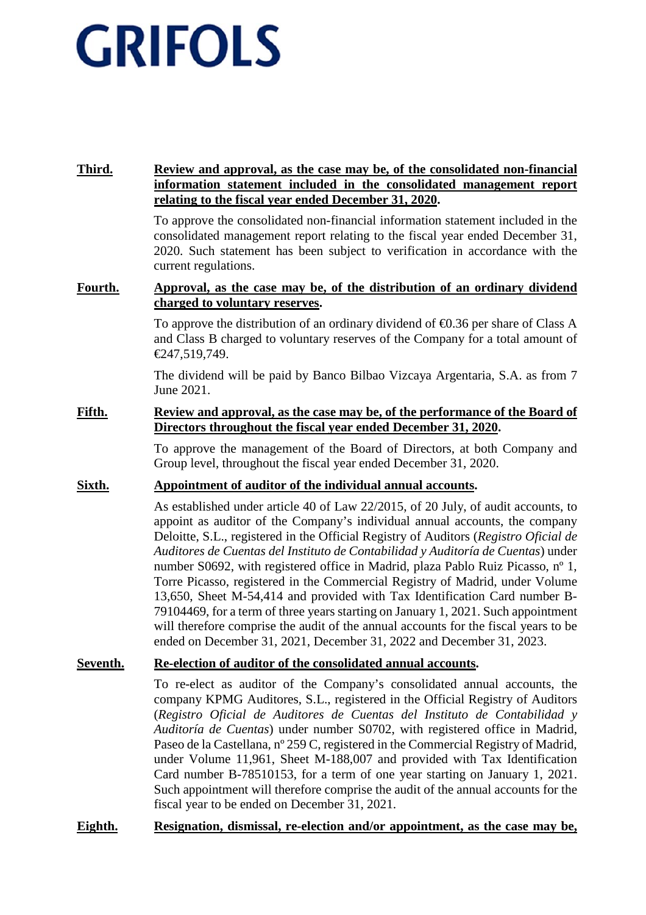**Third.** **Review and approval, as the case may be, of the consolidated non-financial information statement included in the consolidated management report relating to the fiscal year ended December 31, 2020.**

To approve the consolidated non-financial information statement included in the consolidated management report relating to the fiscal year ended December 31, 2020. Such statement has been subject to verification in accordance with the current regulations.

**Fourth.** **Approval, as the case may be, of the distribution of an ordinary dividend charged to voluntary reserves.**

To approve the distribution of an ordinary dividend of €0.36 per share of Class A and Class B charged to voluntary reserves of the Company for a total amount of €247,519,749.

The dividend will be paid by Banco Bilbao Vizcaya Argentaria, S.A. as from 7 June 2021.

**Fifth.** **Review and approval, as the case may be, of the performance of the Board of Directors throughout the fiscal year ended December 31, 2020.**

To approve the management of the Board of Directors, at both Company and Group level, throughout the fiscal year ended December 31, 2020.

**Sixth.** **Appointment of auditor of the individual annual accounts.**

As established under article 40 of Law 22/2015, of 20 July, of audit accounts, to appoint as auditor of the Company's individual annual accounts, the company Deloitte, S.L., registered in the Official Registry of Auditors (*Registro Oficial de Auditores de Cuentas del Instituto de Contabilidad y Auditoría de Cuentas*) under number S0692, with registered office in Madrid, plaza Pablo Ruiz Picasso, nº 1, Torre Picasso, registered in the Commercial Registry of Madrid, under Volume 13,650, Sheet M-54,414 and provided with Tax Identification Card number B-79104469, for a term of three years starting on January 1, 2021. Such appointment will therefore comprise the audit of the annual accounts for the fiscal years to be ended on December 31, 2021, December 31, 2022 and December 31, 2023.

**Seventh.** **Re-election of auditor of the consolidated annual accounts.**

To re-elect as auditor of the Company's consolidated annual accounts, the company KPMG Auditores, S.L., registered in the Official Registry of Auditors (*Registro Oficial de Auditores de Cuentas del Instituto de Contabilidad y Auditoría de Cuentas*) under number S0702, with registered office in Madrid, Paseo de la Castellana, nº 259 C, registered in the Commercial Registry of Madrid, under Volume 11,961, Sheet M-188,007 and provided with Tax Identification Card number B-78510153, for a term of one year starting on January 1, 2021. Such appointment will therefore comprise the audit of the annual accounts for the fiscal year to be ended on December 31, 2021.

**Eighth.** **Resignation, dismissal, re-election and/or appointment, as the case may be,**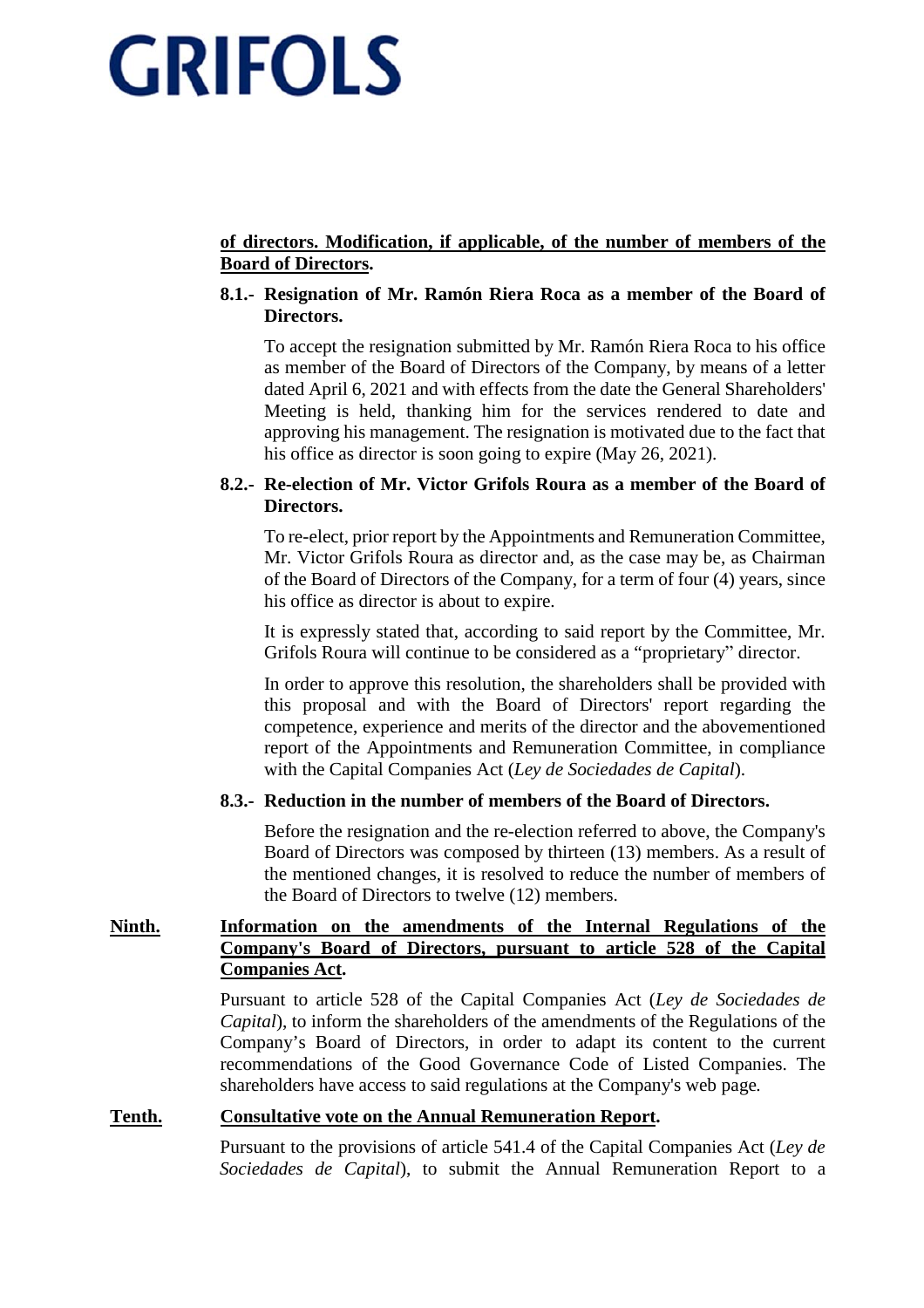**of directors. Modification, if applicable, of the number of members of the Board of Directors.**

**8.1.- Resignation of Mr. Ramón Riera Roca as a member of the Board of Directors.**

To accept the resignation submitted by Mr. Ramón Riera Roca to his office as member of the Board of Directors of the Company, by means of a letter dated April 6, 2021 and with effects from the date the General Shareholders' Meeting is held, thanking him for the services rendered to date and approving his management. The resignation is motivated due to the fact that his office as director is soon going to expire (May 26, 2021).

**8.2.- Re-election of Mr. Victor Grifols Roura as a member of the Board of Directors.**

To re-elect, prior report by the Appointments and Remuneration Committee, Mr. Victor Grifols Roura as director and, as the case may be, as Chairman of the Board of Directors of the Company, for a term of four (4) years, since his office as director is about to expire.

It is expressly stated that, according to said report by the Committee, Mr. Grifols Roura will continue to be considered as a "proprietary" director.

In order to approve this resolution, the shareholders shall be provided with this proposal and with the Board of Directors' report regarding the competence, experience and merits of the director and the abovementioned report of the Appointments and Remuneration Committee, in compliance with the Capital Companies Act (*Ley de Sociedades de Capital*).

**8.3.- Reduction in the number of members of the Board of Directors.**

Before the resignation and the re-election referred to above, the Company's Board of Directors was composed by thirteen (13) members. As a result of the mentioned changes, it is resolved to reduce the number of members of the Board of Directors to twelve (12) members.

**Ninth. Information on the amendments of the Internal Regulations of the Company's Board of Directors, pursuant to article 528 of the Capital Companies Act.**

Pursuant to article 528 of the Capital Companies Act (*Ley de Sociedades de Capital*), to inform the shareholders of the amendments of the Regulations of the Company's Board of Directors, in order to adapt its content to the current recommendations of the Good Governance Code of Listed Companies. The shareholders have access to said regulations at the Company's web page.

**Tenth. Consultative vote on the Annual Remuneration Report.**

Pursuant to the provisions of article 541.4 of the Capital Companies Act (*Ley de Sociedades de Capital*), to submit the Annual Remuneration Report to a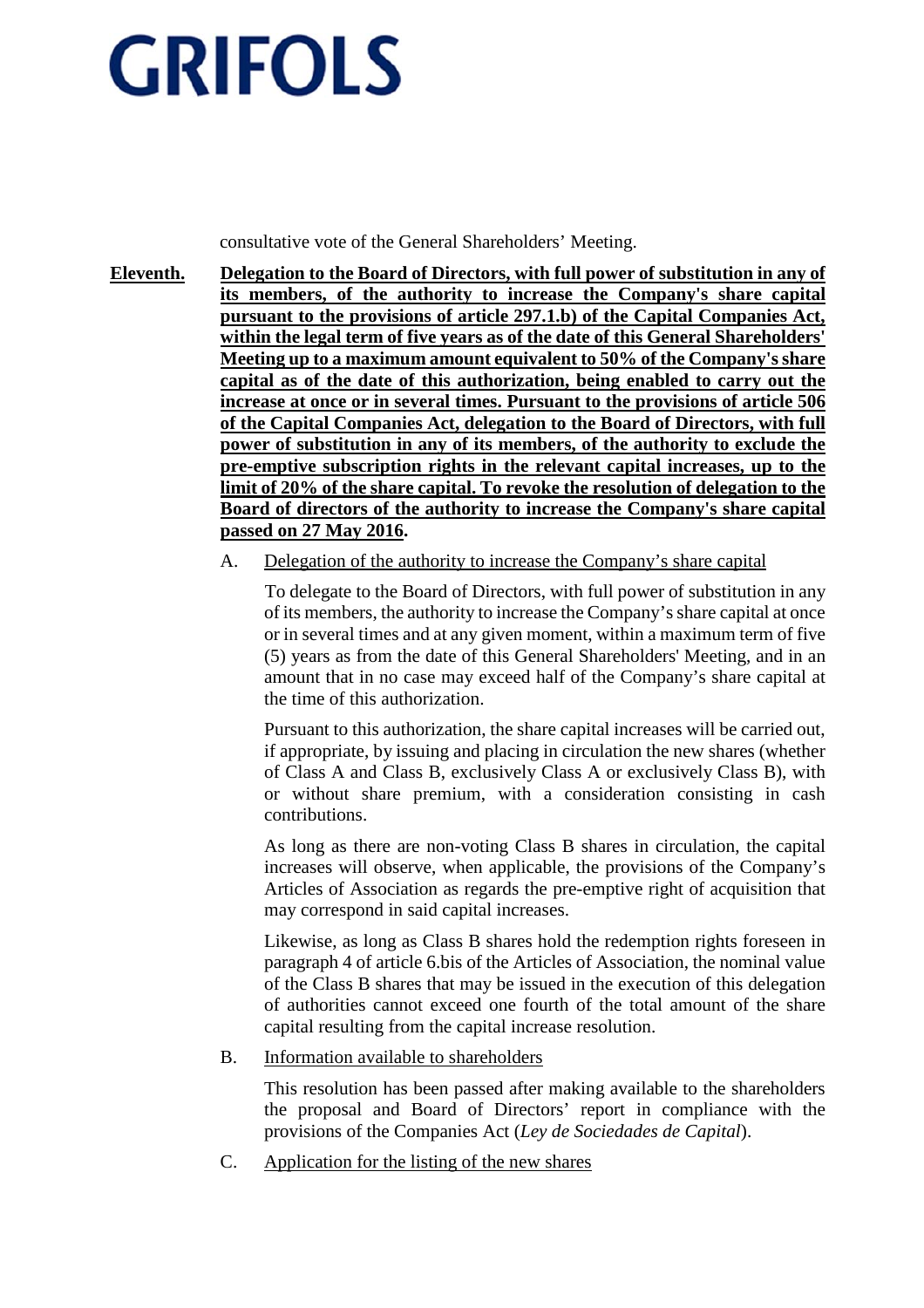consultative vote of the General Shareholders' Meeting.

**Eleventh.** **Delegation to the Board of Directors, with full power of substitution in any of its members, of the authority to increase the Company's share capital pursuant to the provisions of article 297.1.b) of the Capital Companies Act, within the legal term of five years as of the date of this General Shareholders' Meeting up to a maximum amount equivalent to 50% of the Company's share capital as of the date of this authorization, being enabled to carry out the increase at once or in several times. Pursuant to the provisions of article 506 of the Capital Companies Act, delegation to the Board of Directors, with full power of substitution in any of its members, of the authority to exclude the pre-emptive subscription rights in the relevant capital increases, up to the limit of 20% of the share capital. To revoke the resolution of delegation to the Board of directors of the authority to increase the Company's share capital passed on 27 May 2016.**

A. Delegation of the authority to increase the Company's share capital

To delegate to the Board of Directors, with full power of substitution in any of its members, the authority to increase the Company's share capital at once or in several times and at any given moment, within a maximum term of five (5) years as from the date of this General Shareholders' Meeting, and in an amount that in no case may exceed half of the Company's share capital at the time of this authorization.

Pursuant to this authorization, the share capital increases will be carried out, if appropriate, by issuing and placing in circulation the new shares (whether of Class A and Class B, exclusively Class A or exclusively Class B), with or without share premium, with a consideration consisting in cash contributions.

As long as there are non-voting Class B shares in circulation, the capital increases will observe, when applicable, the provisions of the Company's Articles of Association as regards the pre-emptive right of acquisition that may correspond in said capital increases.

Likewise, as long as Class B shares hold the redemption rights foreseen in paragraph 4 of article 6.bis of the Articles of Association, the nominal value of the Class B shares that may be issued in the execution of this delegation of authorities cannot exceed one fourth of the total amount of the share capital resulting from the capital increase resolution.

B. Information available to shareholders

This resolution has been passed after making available to the shareholders the proposal and Board of Directors' report in compliance with the provisions of the Companies Act (*Ley de Sociedades de Capital*).

C. Application for the listing of the new shares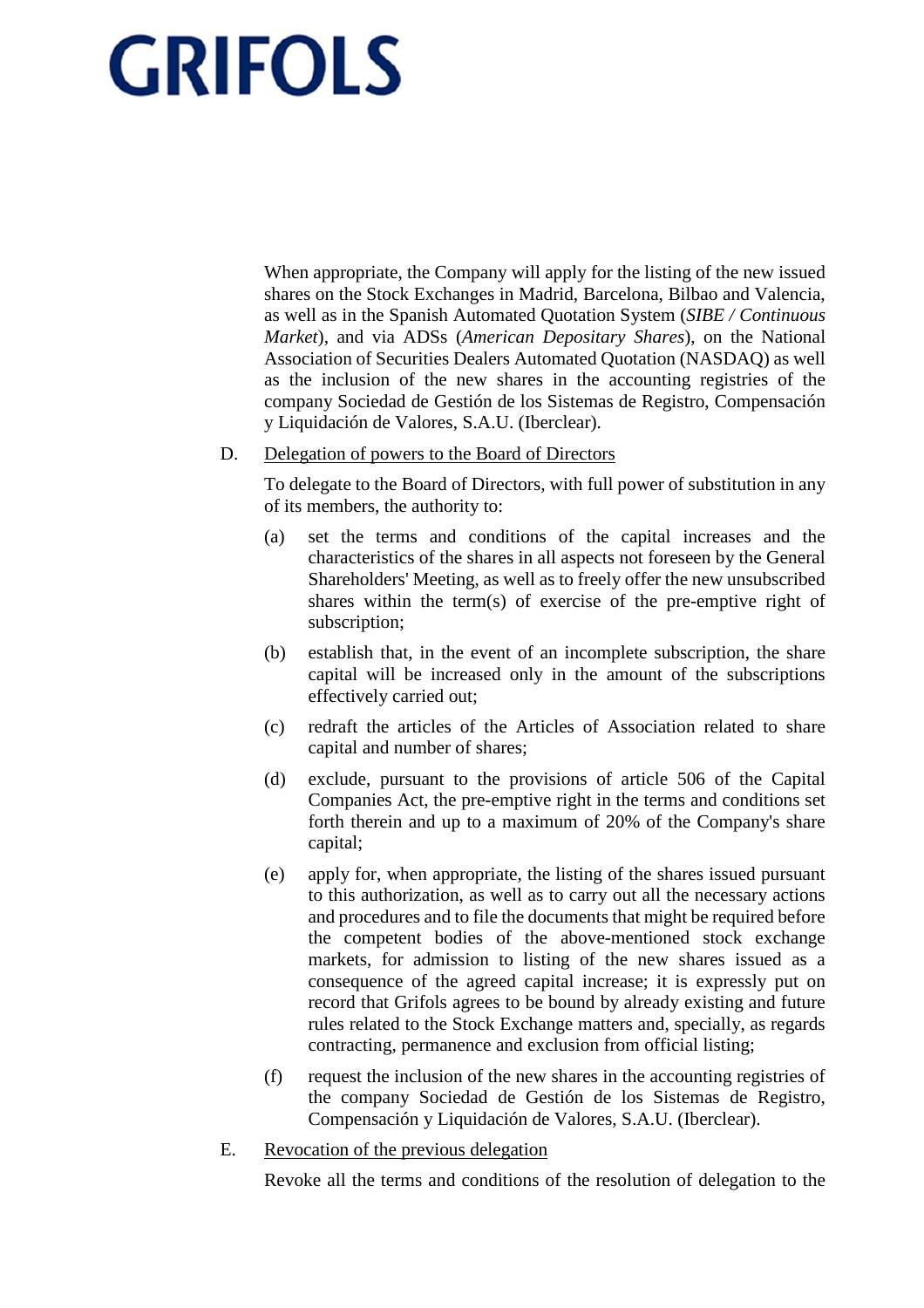When appropriate, the Company will apply for the listing of the new issued shares on the Stock Exchanges in Madrid, Barcelona, Bilbao and Valencia, as well as in the Spanish Automated Quotation System (*SIBE / Continuous Market*), and via ADSs (*American Depositary Shares*), on the National Association of Securities Dealers Automated Quotation (NASDAQ) as well as the inclusion of the new shares in the accounting registries of the company Sociedad de Gestión de los Sistemas de Registro, Compensación y Liquidación de Valores, S.A.U. (Iberclear).

D. Delegation of powers to the Board of Directors

To delegate to the Board of Directors, with full power of substitution in any of its members, the authority to:

(a) set the terms and conditions of the capital increases and the characteristics of the shares in all aspects not foreseen by the General Shareholders' Meeting, as well as to freely offer the new unsubscribed shares within the term(s) of exercise of the pre-emptive right of subscription;

(b) establish that, in the event of an incomplete subscription, the share capital will be increased only in the amount of the subscriptions effectively carried out;

(c) redraft the articles of the Articles of Association related to share capital and number of shares;

(d) exclude, pursuant to the provisions of article 506 of the Capital Companies Act, the pre-emptive right in the terms and conditions set forth therein and up to a maximum of 20% of the Company's share capital;

(e) apply for, when appropriate, the listing of the shares issued pursuant to this authorization, as well as to carry out all the necessary actions and procedures and to file the documents that might be required before the competent bodies of the above-mentioned stock exchange markets, for admission to listing of the new shares issued as a consequence of the agreed capital increase; it is expressly put on record that Grifols agrees to be bound by already existing and future rules related to the Stock Exchange matters and, specially, as regards contracting, permanence and exclusion from official listing;

(f) request the inclusion of the new shares in the accounting registries of the company Sociedad de Gestión de los Sistemas de Registro, Compensación y Liquidación de Valores, S.A.U. (Iberclear).

E. Revocation of the previous delegation

Revoke all the terms and conditions of the resolution of delegation to the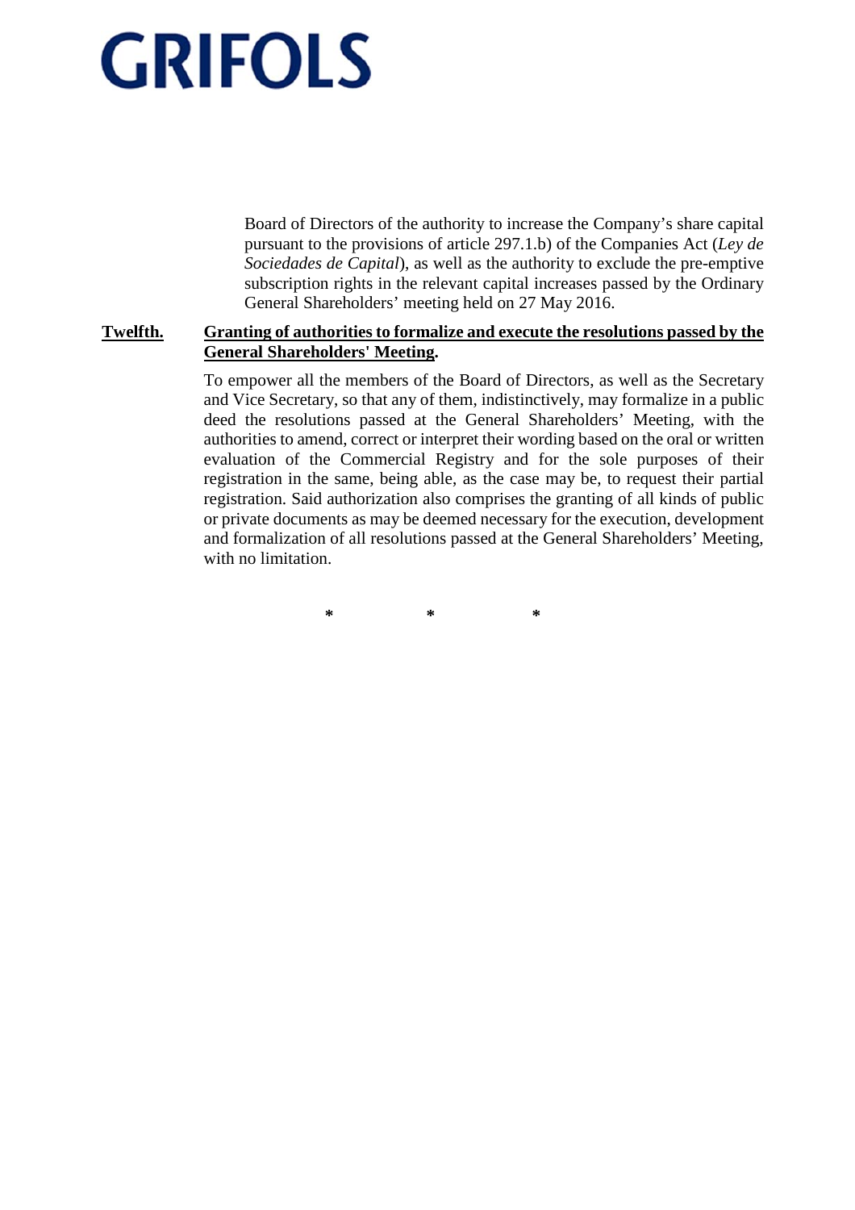Board of Directors of the authority to increase the Company's share capital pursuant to the provisions of article 297.1.b) of the Companies Act (*Ley de Sociedades de Capital*), as well as the authority to exclude the pre-emptive subscription rights in the relevant capital increases passed by the Ordinary General Shareholders' meeting held on 27 May 2016.

**Twelfth.** **Granting of authorities to formalize and execute the resolutions passed by the General Shareholders' Meeting.**

To empower all the members of the Board of Directors, as well as the Secretary and Vice Secretary, so that any of them, indistinctively, may formalize in a public deed the resolutions passed at the General Shareholders' Meeting, with the authorities to amend, correct or interpret their wording based on the oral or written evaluation of the Commercial Registry and for the sole purposes of their registration in the same, being able, as the case may be, to request their partial registration. Said authorization also comprises the granting of all kinds of public or private documents as may be deemed necessary for the execution, development and formalization of all resolutions passed at the General Shareholders' Meeting, with no limitation.

\*          \*          \*